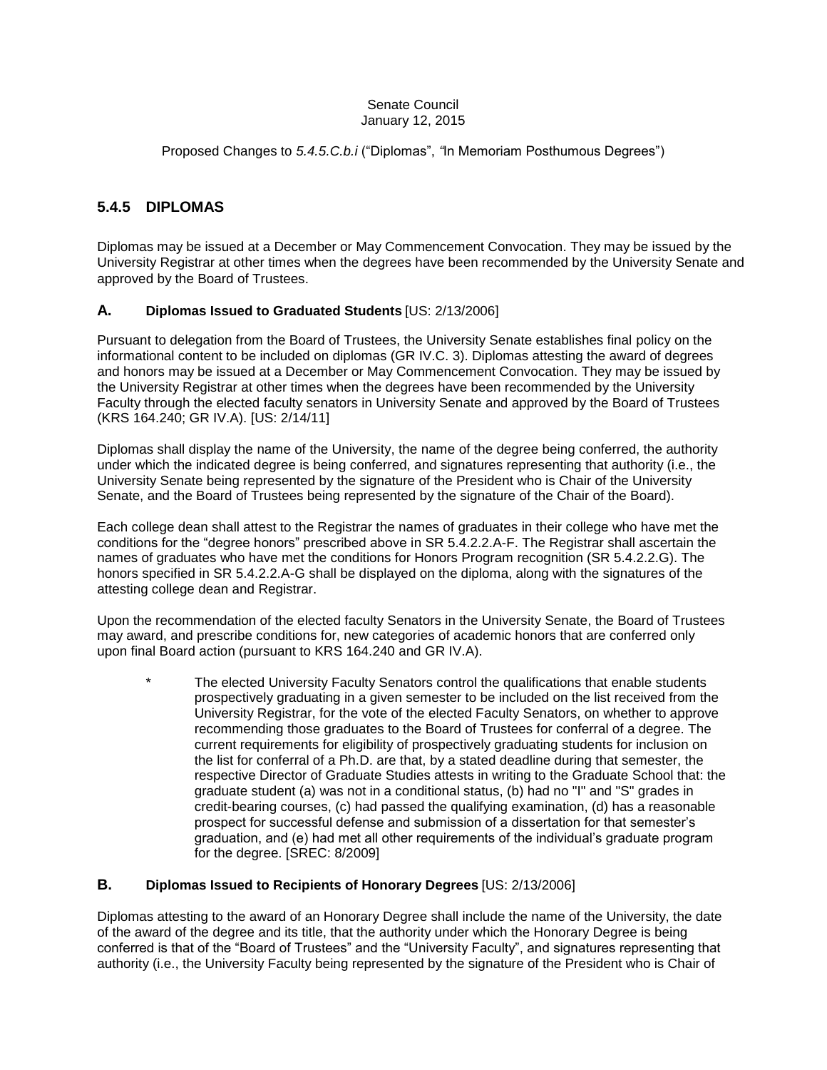Senate Council
January 12, 2015

Proposed Changes to *5.4.5.C.b.i* ("Diplomas", "In Memoriam Posthumous Degrees")

## 5.4.5 DIPLOMAS

Diplomas may be issued at a December or May Commencement Convocation. They may be issued by the University Registrar at other times when the degrees have been recommended by the University Senate and approved by the Board of Trustees.

### A. Diplomas Issued to Graduated Students [US: 2/13/2006]

Pursuant to delegation from the Board of Trustees, the University Senate establishes final policy on the informational content to be included on diplomas (GR IV.C. 3). Diplomas attesting the award of degrees and honors may be issued at a December or May Commencement Convocation. They may be issued by the University Registrar at other times when the degrees have been recommended by the University Faculty through the elected faculty senators in University Senate and approved by the Board of Trustees (KRS 164.240; GR IV.A). [US: 2/14/11]

Diplomas shall display the name of the University, the name of the degree being conferred, the authority under which the indicated degree is being conferred, and signatures representing that authority (i.e., the University Senate being represented by the signature of the President who is Chair of the University Senate, and the Board of Trustees being represented by the signature of the Chair of the Board).

Each college dean shall attest to the Registrar the names of graduates in their college who have met the conditions for the "degree honors" prescribed above in SR 5.4.2.2.A-F. The Registrar shall ascertain the names of graduates who have met the conditions for Honors Program recognition (SR 5.4.2.2.G). The honors specified in SR 5.4.2.2.A-G shall be displayed on the diploma, along with the signatures of the attesting college dean and Registrar.

Upon the recommendation of the elected faculty Senators in the University Senate, the Board of Trustees may award, and prescribe conditions for, new categories of academic honors that are conferred only upon final Board action (pursuant to KRS 164.240 and GR IV.A).

> * The elected University Faculty Senators control the qualifications that enable students prospectively graduating in a given semester to be included on the list received from the University Registrar, for the vote of the elected Faculty Senators, on whether to approve recommending those graduates to the Board of Trustees for conferral of a degree. The current requirements for eligibility of prospectively graduating students for inclusion on the list for conferral of a Ph.D. are that, by a stated deadline during that semester, the respective Director of Graduate Studies attests in writing to the Graduate School that: the graduate student (a) was not in a conditional status, (b) had no "I" and "S" grades in credit-bearing courses, (c) had passed the qualifying examination, (d) has a reasonable prospect for successful defense and submission of a dissertation for that semester's graduation, and (e) had met all other requirements of the individual's graduate program for the degree. [SREC: 8/2009]

### B. Diplomas Issued to Recipients of Honorary Degrees [US: 2/13/2006]

Diplomas attesting to the award of an Honorary Degree shall include the name of the University, the date of the award of the degree and its title, that the authority under which the Honorary Degree is being conferred is that of the "Board of Trustees" and the "University Faculty", and signatures representing that authority (i.e., the University Faculty being represented by the signature of the President who is Chair of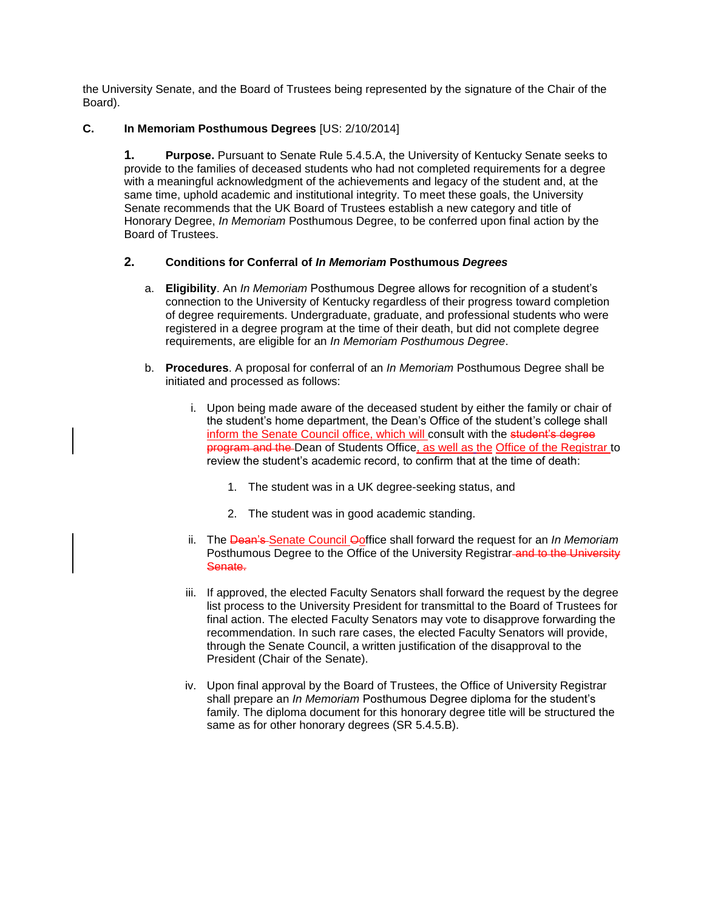the University Senate, and the Board of Trustees being represented by the signature of the Chair of the Board).

**C. In Memoriam Posthumous Degrees** [US: 2/10/2014]

**1. Purpose.** Pursuant to Senate Rule 5.4.5.A, the University of Kentucky Senate seeks to provide to the families of deceased students who had not completed requirements for a degree with a meaningful acknowledgment of the achievements and legacy of the student and, at the same time, uphold academic and institutional integrity. To meet these goals, the University Senate recommends that the UK Board of Trustees establish a new category and title of Honorary Degree, *In Memoriam* Posthumous Degree, to be conferred upon final action by the Board of Trustees.

**2. Conditions for Conferral of *In Memoriam* Posthumous *Degrees***

a. **Eligibility**. An *In Memoriam* Posthumous Degree allows for recognition of a student's connection to the University of Kentucky regardless of their progress toward completion of degree requirements. Undergraduate, graduate, and professional students who were registered in a degree program at the time of their death, but did not complete degree requirements, are eligible for an *In Memoriam Posthumous Degree*.

b. **Procedures**. A proposal for conferral of an *In Memoriam* Posthumous Degree shall be initiated and processed as follows:

   i. Upon being made aware of the deceased student by either the family or chair of the student's home department, the Dean's Office of the student's college shall inform the Senate Council office, which will consult with the ~~student's degree program and the~~ Dean of Students Office, as well as the Office of the Registrar to review the student's academic record, to confirm that at the time of death:

      1. The student was in a UK degree-seeking status, and

      2. The student was in good academic standing.

   ii. The ~~Dean's~~ Senate Council ~~O~~office shall forward the request for an *In Memoriam* Posthumous Degree to the Office of the University Registrar ~~and to the University Senate~~.

   iii. If approved, the elected Faculty Senators shall forward the request by the degree list process to the University President for transmittal to the Board of Trustees for final action. The elected Faculty Senators may vote to disapprove forwarding the recommendation. In such rare cases, the elected Faculty Senators will provide, through the Senate Council, a written justification of the disapproval to the President (Chair of the Senate).

   iv. Upon final approval by the Board of Trustees, the Office of University Registrar shall prepare an *In Memoriam* Posthumous Degree diploma for the student's family. The diploma document for this honorary degree title will be structured the same as for other honorary degrees (SR 5.4.5.B).